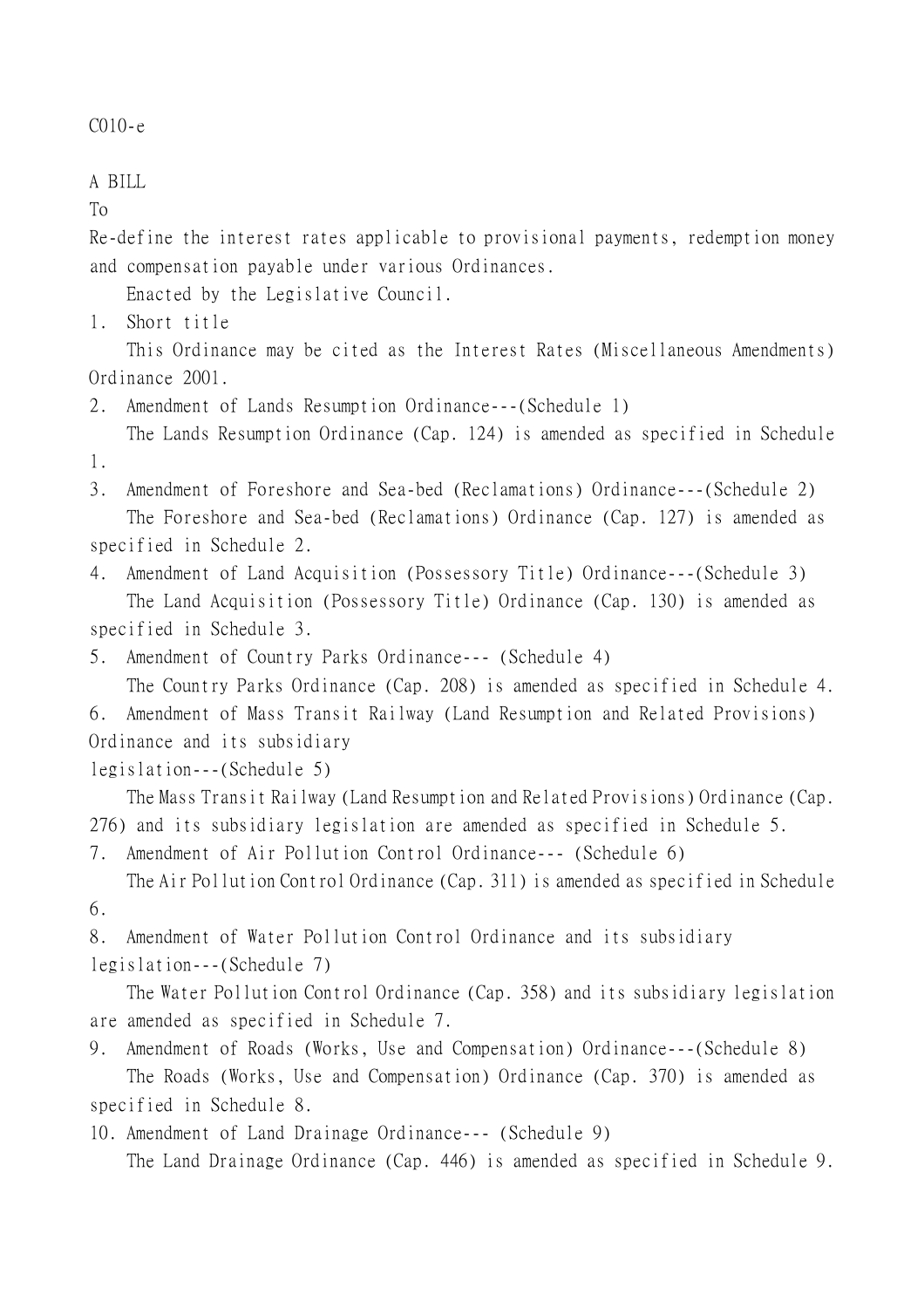C010-e

A BILL

To

Re-define the interest rates applicable to provisional payments, redemption money and compensation payable under various Ordinances.

Enacted by the Legislative Council.

1. Short title

This Ordinance may be cited as the Interest Rates (Miscellaneous Amendments) Ordinance 2001.

2. Amendment of Lands Resumption Ordinance---(Schedule 1)

The Lands Resumption Ordinance (Cap. 124) is amended as specified in Schedule 1.

3. Amendment of Foreshore and Sea-bed (Reclamations) Ordinance---(Schedule 2)

The Foreshore and Sea-bed (Reclamations) Ordinance (Cap. 127) is amended as specified in Schedule 2.

4. Amendment of Land Acquisition (Possessory Title) Ordinance---(Schedule 3)

The Land Acquisition (Possessory Title) Ordinance (Cap. 130) is amended as specified in Schedule 3.

5. Amendment of Country Parks Ordinance--- (Schedule 4)

The Country Parks Ordinance (Cap. 208) is amended as specified in Schedule 4.

6. Amendment of Mass Transit Railway (Land Resumption and Related Provisions) Ordinance and its subsidiary legislation---(Schedule 5)

The Mass Transit Railway (Land Resumption and Related Provisions) Ordinance (Cap. 276) and its subsidiary legislation are amended as specified in Schedule 5.

7. Amendment of Air Pollution Control Ordinance--- (Schedule 6)

The Air Pollution Control Ordinance (Cap. 311) is amended as specified in Schedule 6.

8. Amendment of Water Pollution Control Ordinance and its subsidiary legislation---(Schedule 7)

The Water Pollution Control Ordinance (Cap. 358) and its subsidiary legislation are amended as specified in Schedule 7.

9. Amendment of Roads (Works, Use and Compensation) Ordinance---(Schedule 8)

The Roads (Works, Use and Compensation) Ordinance (Cap. 370) is amended as specified in Schedule 8.

10. Amendment of Land Drainage Ordinance--- (Schedule 9)

The Land Drainage Ordinance (Cap. 446) is amended as specified in Schedule 9.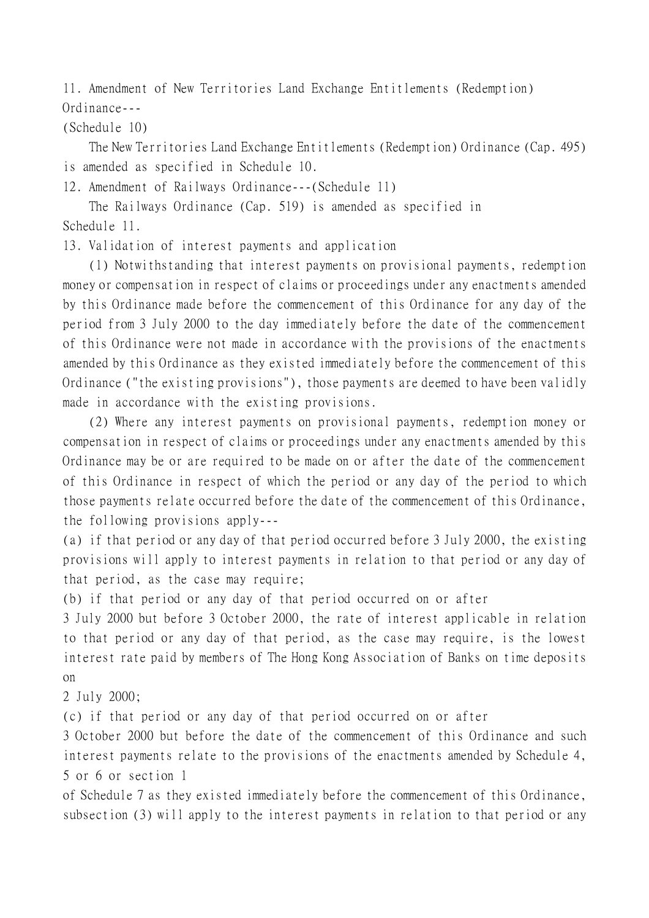11. Amendment of New Territories Land Exchange Entitlements (Redemption) Ordinance---
(Schedule 10)

The New Territories Land Exchange Entitlements (Redemption) Ordinance (Cap. 495) is amended as specified in Schedule 10.

12. Amendment of Railways Ordinance---(Schedule 11)

The Railways Ordinance (Cap. 519) is amended as specified in Schedule 11.

13. Validation of interest payments and application

(1) Notwithstanding that interest payments on provisional payments, redemption money or compensation in respect of claims or proceedings under any enactments amended by this Ordinance made before the commencement of this Ordinance for any day of the period from 3 July 2000 to the day immediately before the date of the commencement of this Ordinance were not made in accordance with the provisions of the enactments amended by this Ordinance as they existed immediately before the commencement of this Ordinance ("the existing provisions"), those payments are deemed to have been validly made in accordance with the existing provisions.

(2) Where any interest payments on provisional payments, redemption money or compensation in respect of claims or proceedings under any enactments amended by this Ordinance may be or are required to be made on or after the date of the commencement of this Ordinance in respect of which the period or any day of the period to which those payments relate occurred before the date of the commencement of this Ordinance, the following provisions apply---

(a) if that period or any day of that period occurred before 3 July 2000, the existing provisions will apply to interest payments in relation to that period or any day of that period, as the case may require;

(b) if that period or any day of that period occurred on or after 3 July 2000 but before 3 October 2000, the rate of interest applicable in relation to that period or any day of that period, as the case may require, is the lowest interest rate paid by members of The Hong Kong Association of Banks on time deposits on 2 July 2000;

(c) if that period or any day of that period occurred on or after 3 October 2000 but before the date of the commencement of this Ordinance and such interest payments relate to the provisions of the enactments amended by Schedule 4, 5 or 6 or section 1 of Schedule 7 as they existed immediately before the commencement of this Ordinance, subsection (3) will apply to the interest payments in relation to that period or any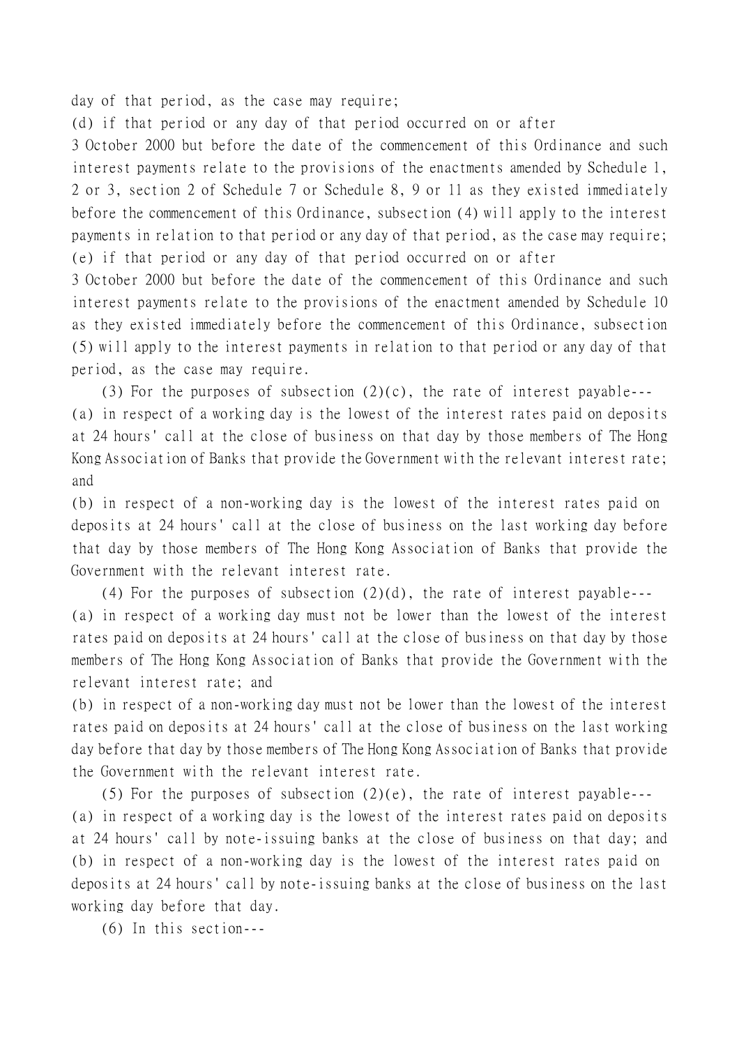day of that period, as the case may require;

(d) if that period or any day of that period occurred on or after 3 October 2000 but before the date of the commencement of this Ordinance and such interest payments relate to the provisions of the enactments amended by Schedule 1, 2 or 3, section 2 of Schedule 7 or Schedule 8, 9 or 11 as they existed immediately before the commencement of this Ordinance, subsection (4) will apply to the interest payments in relation to that period or any day of that period, as the case may require;

(e) if that period or any day of that period occurred on or after 3 October 2000 but before the date of the commencement of this Ordinance and such interest payments relate to the provisions of the enactment amended by Schedule 10 as they existed immediately before the commencement of this Ordinance, subsection (5) will apply to the interest payments in relation to that period or any day of that period, as the case may require.

(3) For the purposes of subsection (2)(c), the rate of interest payable---

(a) in respect of a working day is the lowest of the interest rates paid on deposits at 24 hours' call at the close of business on that day by those members of The Hong Kong Association of Banks that provide the Government with the relevant interest rate; and

(b) in respect of a non-working day is the lowest of the interest rates paid on deposits at 24 hours' call at the close of business on the last working day before that day by those members of The Hong Kong Association of Banks that provide the Government with the relevant interest rate.

(4) For the purposes of subsection (2)(d), the rate of interest payable---

(a) in respect of a working day must not be lower than the lowest of the interest rates paid on deposits at 24 hours' call at the close of business on that day by those members of The Hong Kong Association of Banks that provide the Government with the relevant interest rate; and

(b) in respect of a non-working day must not be lower than the lowest of the interest rates paid on deposits at 24 hours' call at the close of business on the last working day before that day by those members of The Hong Kong Association of Banks that provide the Government with the relevant interest rate.

(5) For the purposes of subsection (2)(e), the rate of interest payable---

(a) in respect of a working day is the lowest of the interest rates paid on deposits at 24 hours' call by note-issuing banks at the close of business on that day; and

(b) in respect of a non-working day is the lowest of the interest rates paid on deposits at 24 hours' call by note-issuing banks at the close of business on the last working day before that day.

(6) In this section---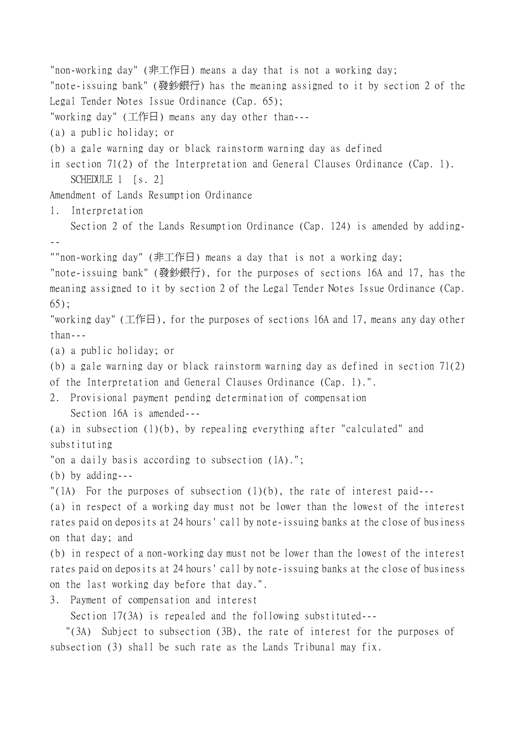"non-working day" (非工作日) means a day that is not a working day;

"note-issuing bank" (發鈔銀行) has the meaning assigned to it by section 2 of the Legal Tender Notes Issue Ordinance (Cap. 65);

"working day" (工作日) means any day other than---

(a) a public holiday; or

(b) a gale warning day or black rainstorm warning day as defined in section 71(2) of the Interpretation and General Clauses Ordinance (Cap. 1).

SCHEDULE 1 [s. 2]

Amendment of Lands Resumption Ordinance

1. Interpretation

Section 2 of the Lands Resumption Ordinance (Cap. 124) is amended by adding---

""non-working day" (非工作日) means a day that is not a working day;

"note-issuing bank" (發鈔銀行), for the purposes of sections 16A and 17, has the meaning assigned to it by section 2 of the Legal Tender Notes Issue Ordinance (Cap. 65);

"working day" (工作日), for the purposes of sections 16A and 17, means any day other than---

(a) a public holiday; or

(b) a gale warning day or black rainstorm warning day as defined in section 71(2) of the Interpretation and General Clauses Ordinance (Cap. 1).".

2. Provisional payment pending determination of compensation

Section 16A is amended---

(a) in subsection (1)(b), by repealing everything after "calculated" and substituting

"on a daily basis according to subsection (1A).";

(b) by adding---

"(1A) For the purposes of subsection (1)(b), the rate of interest paid---

(a) in respect of a working day must not be lower than the lowest of the interest rates paid on deposits at 24 hours' call by note-issuing banks at the close of business on that day; and

(b) in respect of a non-working day must not be lower than the lowest of the interest rates paid on deposits at 24 hours' call by note-issuing banks at the close of business on the last working day before that day.".

3. Payment of compensation and interest

Section 17(3A) is repealed and the following substituted---

"(3A) Subject to subsection (3B), the rate of interest for the purposes of subsection (3) shall be such rate as the Lands Tribunal may fix.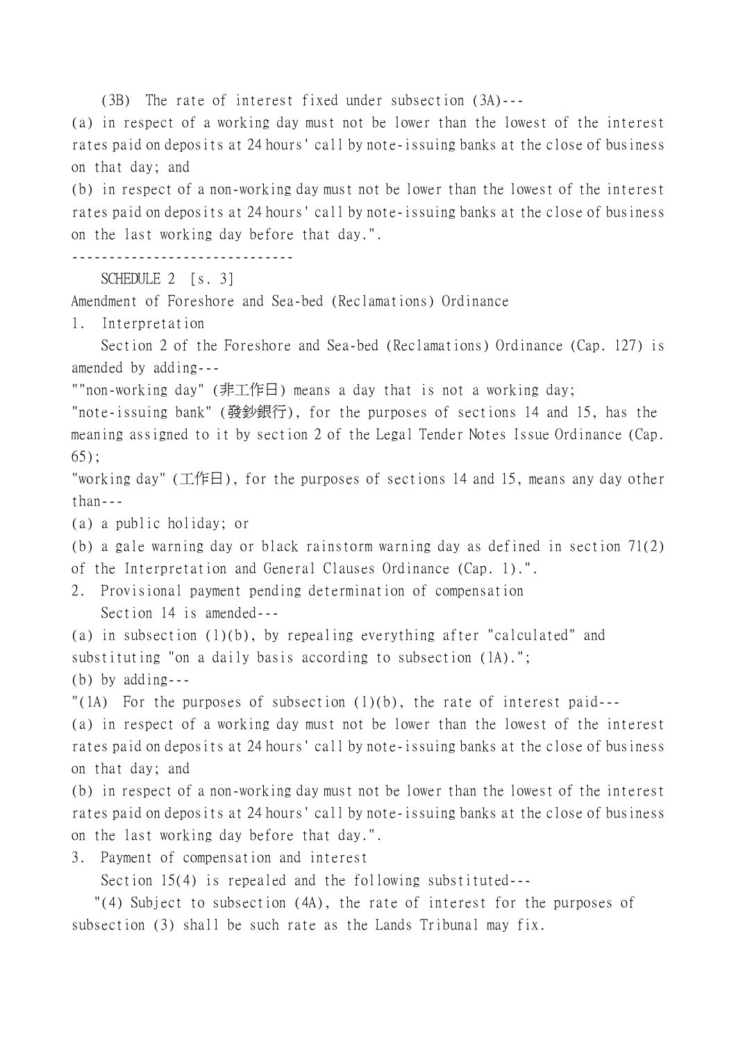(3B) The rate of interest fixed under subsection (3A)---

(a) in respect of a working day must not be lower than the lowest of the interest rates paid on deposits at 24 hours' call by note-issuing banks at the close of business on that day; and

(b) in respect of a non-working day must not be lower than the lowest of the interest rates paid on deposits at 24 hours' call by note-issuing banks at the close of business on the last working day before that day.".

------------------------------

SCHEDULE 2 [s. 3]

Amendment of Foreshore and Sea-bed (Reclamations) Ordinance

1. Interpretation

Section 2 of the Foreshore and Sea-bed (Reclamations) Ordinance (Cap. 127) is amended by adding---

""non-working day" (非工作日) means a day that is not a working day;

"note-issuing bank" (發鈔銀行), for the purposes of sections 14 and 15, has the meaning assigned to it by section 2 of the Legal Tender Notes Issue Ordinance (Cap. 65);

"working day" (工作日), for the purposes of sections 14 and 15, means any day other than---

(a) a public holiday; or

(b) a gale warning day or black rainstorm warning day as defined in section 71(2) of the Interpretation and General Clauses Ordinance (Cap. 1).".

2. Provisional payment pending determination of compensation

Section 14 is amended---

(a) in subsection (1)(b), by repealing everything after "calculated" and substituting "on a daily basis according to subsection (1A).";

(b) by adding---

"(1A) For the purposes of subsection (1)(b), the rate of interest paid---

(a) in respect of a working day must not be lower than the lowest of the interest rates paid on deposits at 24 hours' call by note-issuing banks at the close of business on that day; and

(b) in respect of a non-working day must not be lower than the lowest of the interest rates paid on deposits at 24 hours' call by note-issuing banks at the close of business on the last working day before that day.".

3. Payment of compensation and interest

Section 15(4) is repealed and the following substituted---

"(4) Subject to subsection (4A), the rate of interest for the purposes of subsection (3) shall be such rate as the Lands Tribunal may fix.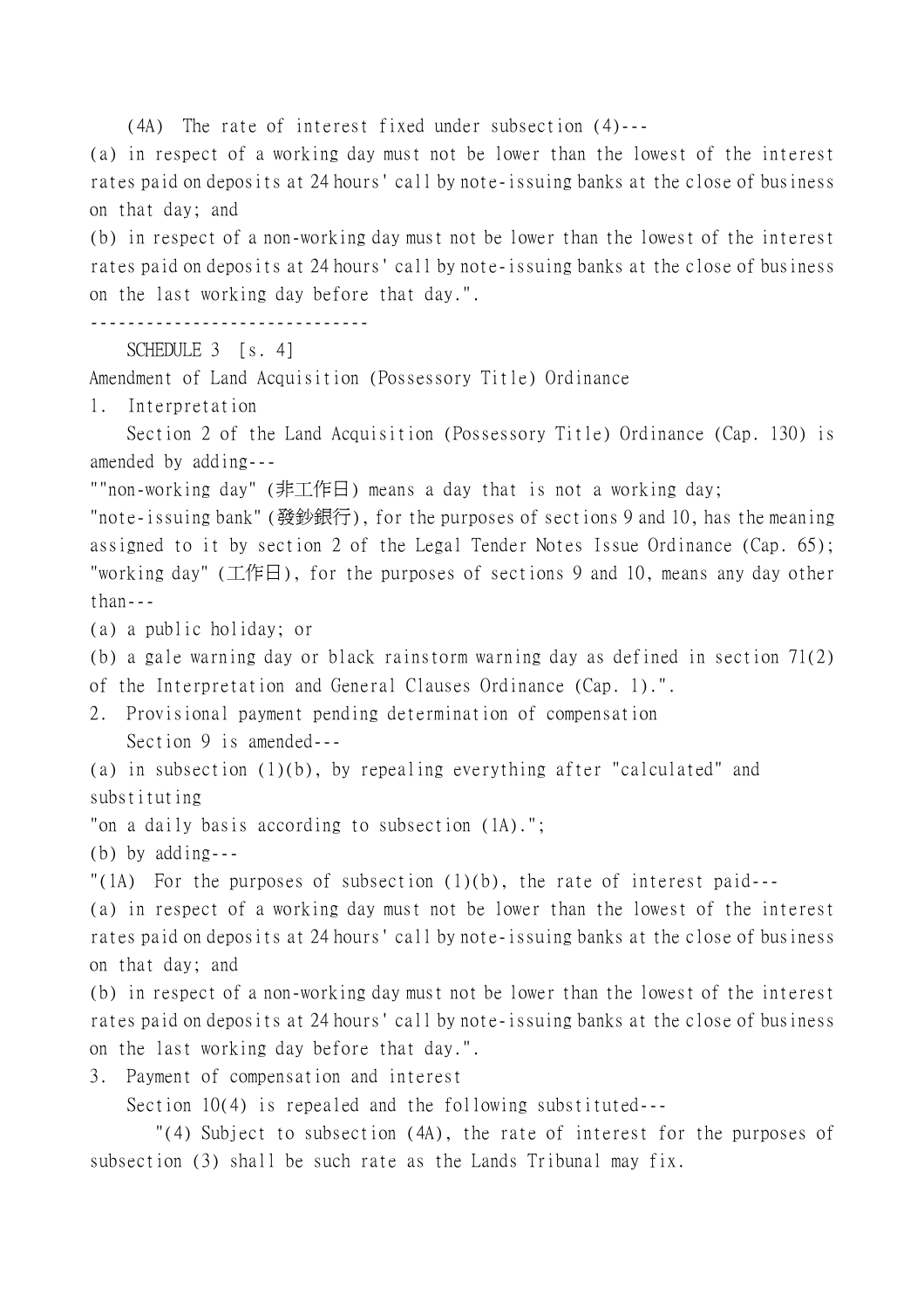(4A) The rate of interest fixed under subsection (4)---

(a) in respect of a working day must not be lower than the lowest of the interest rates paid on deposits at 24 hours' call by note-issuing banks at the close of business on that day; and

(b) in respect of a non-working day must not be lower than the lowest of the interest rates paid on deposits at 24 hours' call by note-issuing banks at the close of business on the last working day before that day.".

------------------------------

SCHEDULE 3 [s. 4]

Amendment of Land Acquisition (Possessory Title) Ordinance

1. Interpretation

Section 2 of the Land Acquisition (Possessory Title) Ordinance (Cap. 130) is amended by adding---

""non-working day" (非工作日) means a day that is not a working day;

"note-issuing bank" (發鈔銀行), for the purposes of sections 9 and 10, has the meaning assigned to it by section 2 of the Legal Tender Notes Issue Ordinance (Cap. 65);

"working day" (工作日), for the purposes of sections 9 and 10, means any day other than---

(a) a public holiday; or

(b) a gale warning day or black rainstorm warning day as defined in section 71(2) of the Interpretation and General Clauses Ordinance (Cap. 1).".

2. Provisional payment pending determination of compensation

Section 9 is amended---

(a) in subsection (1)(b), by repealing everything after "calculated" and substituting

"on a daily basis according to subsection (1A).";

(b) by adding---

"(1A) For the purposes of subsection (1)(b), the rate of interest paid---

(a) in respect of a working day must not be lower than the lowest of the interest rates paid on deposits at 24 hours' call by note-issuing banks at the close of business on that day; and

(b) in respect of a non-working day must not be lower than the lowest of the interest rates paid on deposits at 24 hours' call by note-issuing banks at the close of business on the last working day before that day.".

3. Payment of compensation and interest

Section 10(4) is repealed and the following substituted---

"(4) Subject to subsection (4A), the rate of interest for the purposes of subsection (3) shall be such rate as the Lands Tribunal may fix.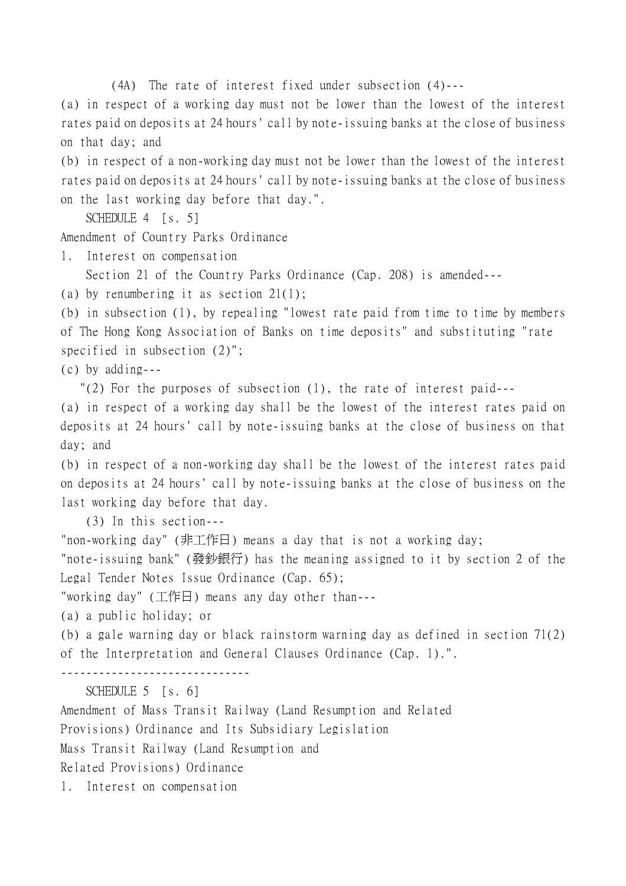(4A) The rate of interest fixed under subsection (4)---

(a) in respect of a working day must not be lower than the lowest of the interest rates paid on deposits at 24 hours' call by note-issuing banks at the close of business on that day; and

(b) in respect of a non-working day must not be lower than the lowest of the interest rates paid on deposits at 24 hours' call by note-issuing banks at the close of business on the last working day before that day.".

SCHEDULE 4 [s. 5]

Amendment of Country Parks Ordinance

1. Interest on compensation

Section 21 of the Country Parks Ordinance (Cap. 208) is amended---

(a) by renumbering it as section 21(1);

(b) in subsection (1), by repealing "lowest rate paid from time to time by members of The Hong Kong Association of Banks on time deposits" and substituting "rate specified in subsection (2)";

(c) by adding---

"(2) For the purposes of subsection (1), the rate of interest paid---

(a) in respect of a working day shall be the lowest of the interest rates paid on deposits at 24 hours' call by note-issuing banks at the close of business on that day; and

(b) in respect of a non-working day shall be the lowest of the interest rates paid on deposits at 24 hours' call by note-issuing banks at the close of business on the last working day before that day.

(3) In this section---

"non-working day" (非工作日) means a day that is not a working day;

"note-issuing bank" (發鈔銀行) has the meaning assigned to it by section 2 of the Legal Tender Notes Issue Ordinance (Cap. 65);

"working day" (工作日) means any day other than---

(a) a public holiday; or

(b) a gale warning day or black rainstorm warning day as defined in section 71(2) of the Interpretation and General Clauses Ordinance (Cap. 1).".

------------------------------

SCHEDULE 5 [s. 6]

Amendment of Mass Transit Railway (Land Resumption and Related Provisions) Ordinance and Its Subsidiary Legislation

Mass Transit Railway (Land Resumption and Related Provisions) Ordinance

1. Interest on compensation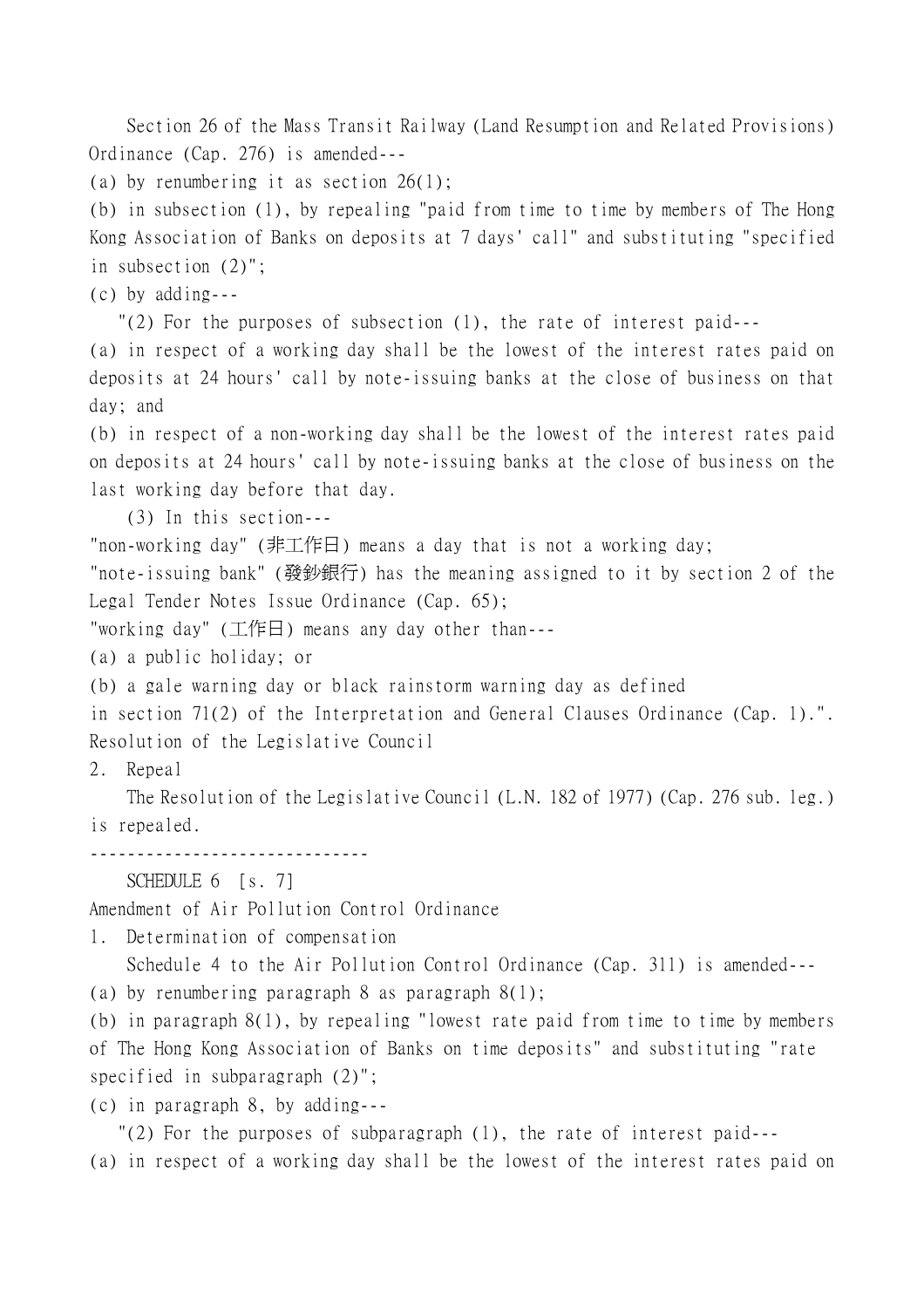Section 26 of the Mass Transit Railway (Land Resumption and Related Provisions) Ordinance (Cap. 276) is amended---

(a) by renumbering it as section 26(1);

(b) in subsection (1), by repealing "paid from time to time by members of The Hong Kong Association of Banks on deposits at 7 days' call" and substituting "specified in subsection (2)";

(c) by adding---

"(2) For the purposes of subsection (1), the rate of interest paid---

(a) in respect of a working day shall be the lowest of the interest rates paid on deposits at 24 hours' call by note-issuing banks at the close of business on that day; and

(b) in respect of a non-working day shall be the lowest of the interest rates paid on deposits at 24 hours' call by note-issuing banks at the close of business on the last working day before that day.

(3) In this section---

"non-working day" (非工作日) means a day that is not a working day;

"note-issuing bank" (發鈔銀行) has the meaning assigned to it by section 2 of the Legal Tender Notes Issue Ordinance (Cap. 65);

"working day" (工作日) means any day other than---

(a) a public holiday; or

(b) a gale warning day or black rainstorm warning day as defined in section 71(2) of the Interpretation and General Clauses Ordinance (Cap. 1).".

Resolution of the Legislative Council

2. Repeal

The Resolution of the Legislative Council (L.N. 182 of 1977) (Cap. 276 sub. leg.) is repealed.

------------------------------

SCHEDULE 6 [s. 7]

Amendment of Air Pollution Control Ordinance

1. Determination of compensation

Schedule 4 to the Air Pollution Control Ordinance (Cap. 311) is amended---

(a) by renumbering paragraph 8 as paragraph 8(1);

(b) in paragraph 8(1), by repealing "lowest rate paid from time to time by members of The Hong Kong Association of Banks on time deposits" and substituting "rate specified in subparagraph (2)";

(c) in paragraph 8, by adding---

"(2) For the purposes of subparagraph (1), the rate of interest paid---

(a) in respect of a working day shall be the lowest of the interest rates paid on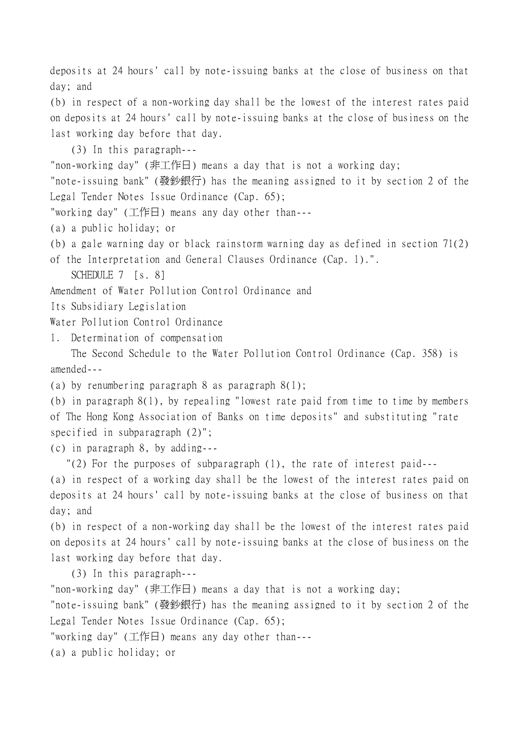deposits at 24 hours' call by note-issuing banks at the close of business on that day; and

(b) in respect of a non-working day shall be the lowest of the interest rates paid on deposits at 24 hours' call by note-issuing banks at the close of business on the last working day before that day.

(3) In this paragraph---

"non-working day" (非工作日) means a day that is not a working day;

"note-issuing bank" (發鈔銀行) has the meaning assigned to it by section 2 of the Legal Tender Notes Issue Ordinance (Cap. 65);

"working day" (工作日) means any day other than---

(a) a public holiday; or

(b) a gale warning day or black rainstorm warning day as defined in section 71(2) of the Interpretation and General Clauses Ordinance (Cap. 1).".

SCHEDULE 7 [s. 8]

Amendment of Water Pollution Control Ordinance and

Its Subsidiary Legislation

Water Pollution Control Ordinance

1. Determination of compensation

The Second Schedule to the Water Pollution Control Ordinance (Cap. 358) is amended---

(a) by renumbering paragraph 8 as paragraph 8(1);

(b) in paragraph 8(1), by repealing "lowest rate paid from time to time by members of The Hong Kong Association of Banks on time deposits" and substituting "rate specified in subparagraph (2)";

(c) in paragraph 8, by adding---

"(2) For the purposes of subparagraph (1), the rate of interest paid---

(a) in respect of a working day shall be the lowest of the interest rates paid on deposits at 24 hours' call by note-issuing banks at the close of business on that day; and

(b) in respect of a non-working day shall be the lowest of the interest rates paid on deposits at 24 hours' call by note-issuing banks at the close of business on the last working day before that day.

(3) In this paragraph---

"non-working day" (非工作日) means a day that is not a working day;

"note-issuing bank" (發鈔銀行) has the meaning assigned to it by section 2 of the Legal Tender Notes Issue Ordinance (Cap. 65);

"working day" (工作日) means any day other than---

(a) a public holiday; or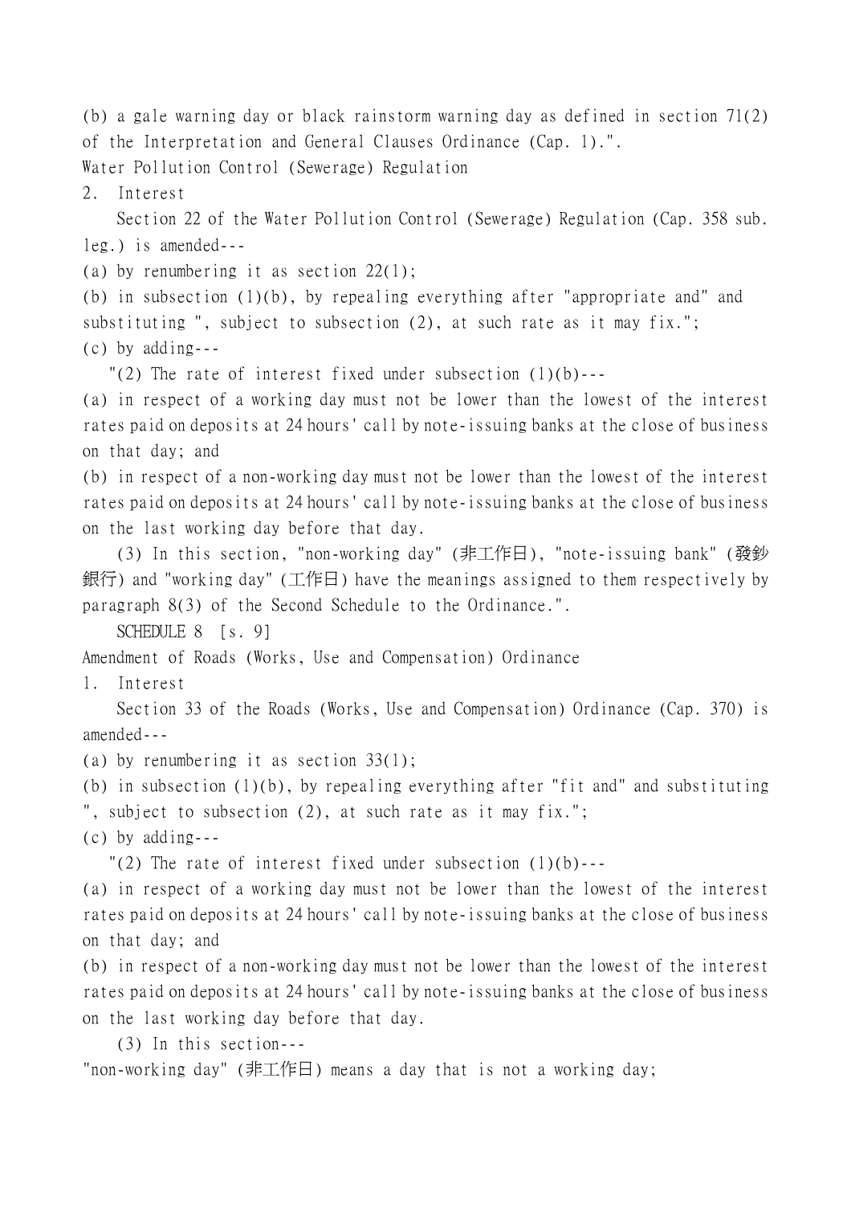(b) a gale warning day or black rainstorm warning day as defined in section 71(2) of the Interpretation and General Clauses Ordinance (Cap. 1).".

Water Pollution Control (Sewerage) Regulation

2. Interest

Section 22 of the Water Pollution Control (Sewerage) Regulation (Cap. 358 sub. leg.) is amended---

(a) by renumbering it as section 22(1);

(b) in subsection (1)(b), by repealing everything after "appropriate and" and substituting ", subject to subsection (2), at such rate as it may fix.";

(c) by adding---

"(2) The rate of interest fixed under subsection (1)(b)---

(a) in respect of a working day must not be lower than the lowest of the interest rates paid on deposits at 24 hours' call by note-issuing banks at the close of business on that day; and

(b) in respect of a non-working day must not be lower than the lowest of the interest rates paid on deposits at 24 hours' call by note-issuing banks at the close of business on the last working day before that day.

(3) In this section, "non-working day" (非工作日), "note-issuing bank" (發鈔銀行) and "working day" (工作日) have the meanings assigned to them respectively by paragraph 8(3) of the Second Schedule to the Ordinance.".

SCHEDULE 8 [s. 9]

Amendment of Roads (Works, Use and Compensation) Ordinance

1. Interest

Section 33 of the Roads (Works, Use and Compensation) Ordinance (Cap. 370) is amended---

(a) by renumbering it as section 33(1);

(b) in subsection (1)(b), by repealing everything after "fit and" and substituting ", subject to subsection (2), at such rate as it may fix.";

(c) by adding---

"(2) The rate of interest fixed under subsection (1)(b)---

(a) in respect of a working day must not be lower than the lowest of the interest rates paid on deposits at 24 hours' call by note-issuing banks at the close of business on that day; and

(b) in respect of a non-working day must not be lower than the lowest of the interest rates paid on deposits at 24 hours' call by note-issuing banks at the close of business on the last working day before that day.

(3) In this section---

"non-working day" (非工作日) means a day that is not a working day;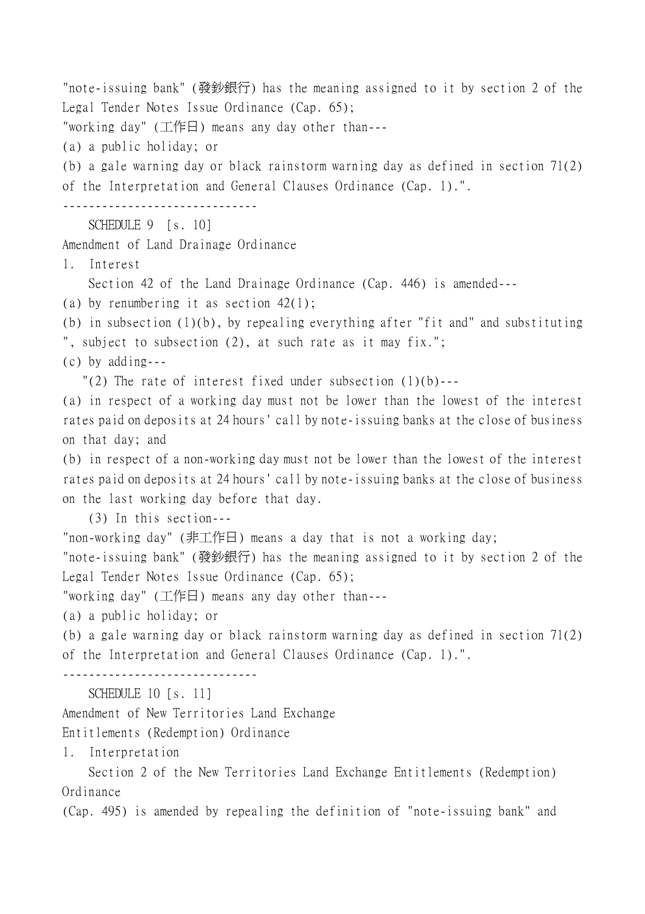"note-issuing bank" (發鈔銀行) has the meaning assigned to it by section 2 of the Legal Tender Notes Issue Ordinance (Cap. 65);

"working day" (工作日) means any day other than---

(a) a public holiday; or

(b) a gale warning day or black rainstorm warning day as defined in section 71(2) of the Interpretation and General Clauses Ordinance (Cap. 1).".

------------------------------

SCHEDULE 9 [s. 10]

Amendment of Land Drainage Ordinance

1. Interest

Section 42 of the Land Drainage Ordinance (Cap. 446) is amended---

(a) by renumbering it as section 42(1);

(b) in subsection (1)(b), by repealing everything after "fit and" and substituting ", subject to subsection (2), at such rate as it may fix.";

(c) by adding---

"(2) The rate of interest fixed under subsection (1)(b)---

(a) in respect of a working day must not be lower than the lowest of the interest rates paid on deposits at 24 hours' call by note-issuing banks at the close of business on that day; and

(b) in respect of a non-working day must not be lower than the lowest of the interest rates paid on deposits at 24 hours' call by note-issuing banks at the close of business on the last working day before that day.

(3) In this section---

"non-working day" (非工作日) means a day that is not a working day;

"note-issuing bank" (發鈔銀行) has the meaning assigned to it by section 2 of the Legal Tender Notes Issue Ordinance (Cap. 65);

"working day" (工作日) means any day other than---

(a) a public holiday; or

(b) a gale warning day or black rainstorm warning day as defined in section 71(2) of the Interpretation and General Clauses Ordinance (Cap. 1).".

------------------------------

SCHEDULE 10 [s. 11]

Amendment of New Territories Land Exchange Entitlements (Redemption) Ordinance

1. Interpretation

Section 2 of the New Territories Land Exchange Entitlements (Redemption) Ordinance (Cap. 495) is amended by repealing the definition of "note-issuing bank" and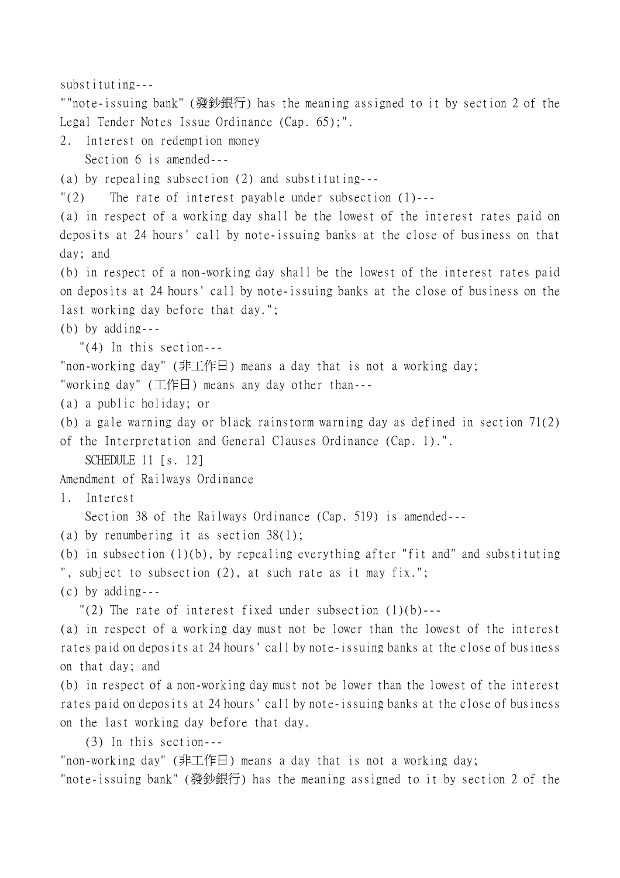substituting---

""note-issuing bank" (發鈔銀行) has the meaning assigned to it by section 2 of the Legal Tender Notes Issue Ordinance (Cap. 65);".

2. Interest on redemption money

Section 6 is amended---

(a) by repealing subsection (2) and substituting---

"(2) The rate of interest payable under subsection (1)---

(a) in respect of a working day shall be the lowest of the interest rates paid on deposits at 24 hours' call by note-issuing banks at the close of business on that day; and

(b) in respect of a non-working day shall be the lowest of the interest rates paid on deposits at 24 hours' call by note-issuing banks at the close of business on the last working day before that day.";

(b) by adding---

"(4) In this section---

"non-working day" (非工作日) means a day that is not a working day;

"working day" (工作日) means any day other than---

(a) a public holiday; or

(b) a gale warning day or black rainstorm warning day as defined in section 71(2) of the Interpretation and General Clauses Ordinance (Cap. 1).".

SCHEDULE 11 [s. 12]

Amendment of Railways Ordinance

1. Interest

Section 38 of the Railways Ordinance (Cap. 519) is amended---

(a) by renumbering it as section 38(1);

(b) in subsection (1)(b), by repealing everything after "fit and" and substituting ", subject to subsection (2), at such rate as it may fix.";

(c) by adding---

"(2) The rate of interest fixed under subsection (1)(b)---

(a) in respect of a working day must not be lower than the lowest of the interest rates paid on deposits at 24 hours' call by note-issuing banks at the close of business on that day; and

(b) in respect of a non-working day must not be lower than the lowest of the interest rates paid on deposits at 24 hours' call by note-issuing banks at the close of business on the last working day before that day.

(3) In this section---

"non-working day" (非工作日) means a day that is not a working day;

"note-issuing bank" (發鈔銀行) has the meaning assigned to it by section 2 of the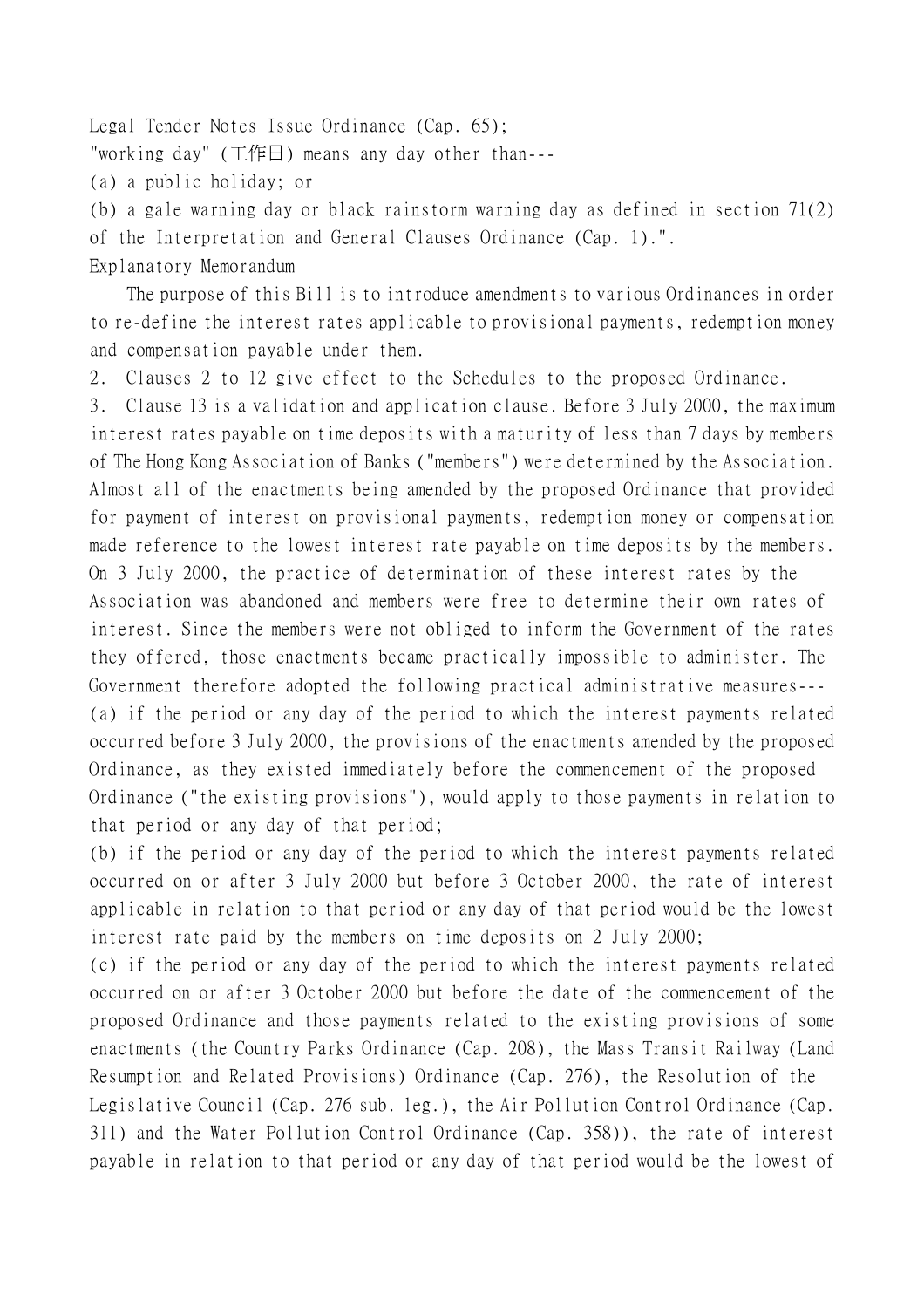Legal Tender Notes Issue Ordinance (Cap. 65);

"working day" (工作日) means any day other than---

(a) a public holiday; or

(b) a gale warning day or black rainstorm warning day as defined in section 71(2) of the Interpretation and General Clauses Ordinance (Cap. 1).".

Explanatory Memorandum

The purpose of this Bill is to introduce amendments to various Ordinances in order to re-define the interest rates applicable to provisional payments, redemption money and compensation payable under them.

2. Clauses 2 to 12 give effect to the Schedules to the proposed Ordinance.

3. Clause 13 is a validation and application clause. Before 3 July 2000, the maximum interest rates payable on time deposits with a maturity of less than 7 days by members of The Hong Kong Association of Banks ("members") were determined by the Association. Almost all of the enactments being amended by the proposed Ordinance that provided for payment of interest on provisional payments, redemption money or compensation made reference to the lowest interest rate payable on time deposits by the members. On 3 July 2000, the practice of determination of these interest rates by the Association was abandoned and members were free to determine their own rates of interest. Since the members were not obliged to inform the Government of the rates they offered, those enactments became practically impossible to administer. The Government therefore adopted the following practical administrative measures---

(a) if the period or any day of the period to which the interest payments related occurred before 3 July 2000, the provisions of the enactments amended by the proposed Ordinance, as they existed immediately before the commencement of the proposed Ordinance ("the existing provisions"), would apply to those payments in relation to that period or any day of that period;

(b) if the period or any day of the period to which the interest payments related occurred on or after 3 July 2000 but before 3 October 2000, the rate of interest applicable in relation to that period or any day of that period would be the lowest interest rate paid by the members on time deposits on 2 July 2000;

(c) if the period or any day of the period to which the interest payments related occurred on or after 3 October 2000 but before the date of the commencement of the proposed Ordinance and those payments related to the existing provisions of some enactments (the Country Parks Ordinance (Cap. 208), the Mass Transit Railway (Land Resumption and Related Provisions) Ordinance (Cap. 276), the Resolution of the Legislative Council (Cap. 276 sub. leg.), the Air Pollution Control Ordinance (Cap. 311) and the Water Pollution Control Ordinance (Cap. 358)), the rate of interest payable in relation to that period or any day of that period would be the lowest of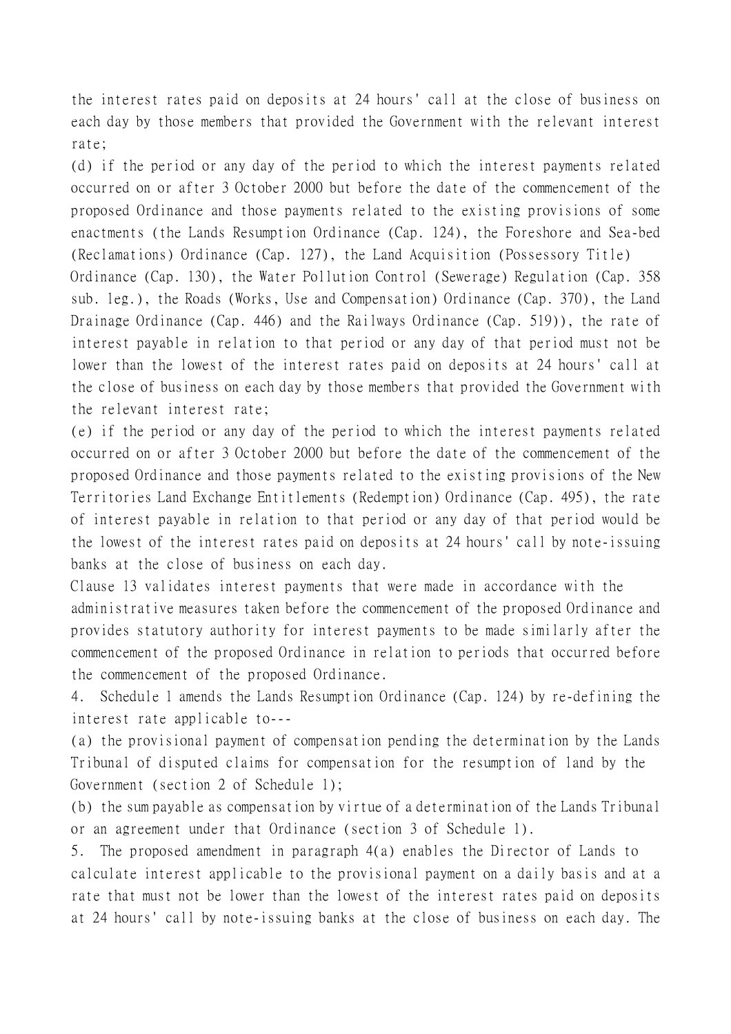the interest rates paid on deposits at 24 hours' call at the close of business on each day by those members that provided the Government with the relevant interest rate;

(d) if the period or any day of the period to which the interest payments related occurred on or after 3 October 2000 but before the date of the commencement of the proposed Ordinance and those payments related to the existing provisions of some enactments (the Lands Resumption Ordinance (Cap. 124), the Foreshore and Sea-bed (Reclamations) Ordinance (Cap. 127), the Land Acquisition (Possessory Title) Ordinance (Cap. 130), the Water Pollution Control (Sewerage) Regulation (Cap. 358 sub. leg.), the Roads (Works, Use and Compensation) Ordinance (Cap. 370), the Land Drainage Ordinance (Cap. 446) and the Railways Ordinance (Cap. 519)), the rate of interest payable in relation to that period or any day of that period must not be lower than the lowest of the interest rates paid on deposits at 24 hours' call at the close of business on each day by those members that provided the Government with the relevant interest rate;

(e) if the period or any day of the period to which the interest payments related occurred on or after 3 October 2000 but before the date of the commencement of the proposed Ordinance and those payments related to the existing provisions of the New Territories Land Exchange Entitlements (Redemption) Ordinance (Cap. 495), the rate of interest payable in relation to that period or any day of that period would be the lowest of the interest rates paid on deposits at 24 hours' call by note-issuing banks at the close of business on each day.

Clause 13 validates interest payments that were made in accordance with the administrative measures taken before the commencement of the proposed Ordinance and provides statutory authority for interest payments to be made similarly after the commencement of the proposed Ordinance in relation to periods that occurred before the commencement of the proposed Ordinance.

4. Schedule 1 amends the Lands Resumption Ordinance (Cap. 124) by re-defining the interest rate applicable to---

(a) the provisional payment of compensation pending the determination by the Lands Tribunal of disputed claims for compensation for the resumption of land by the Government (section 2 of Schedule 1);

(b) the sum payable as compensation by virtue of a determination of the Lands Tribunal or an agreement under that Ordinance (section 3 of Schedule 1).

5. The proposed amendment in paragraph 4(a) enables the Director of Lands to calculate interest applicable to the provisional payment on a daily basis and at a rate that must not be lower than the lowest of the interest rates paid on deposits at 24 hours' call by note-issuing banks at the close of business on each day. The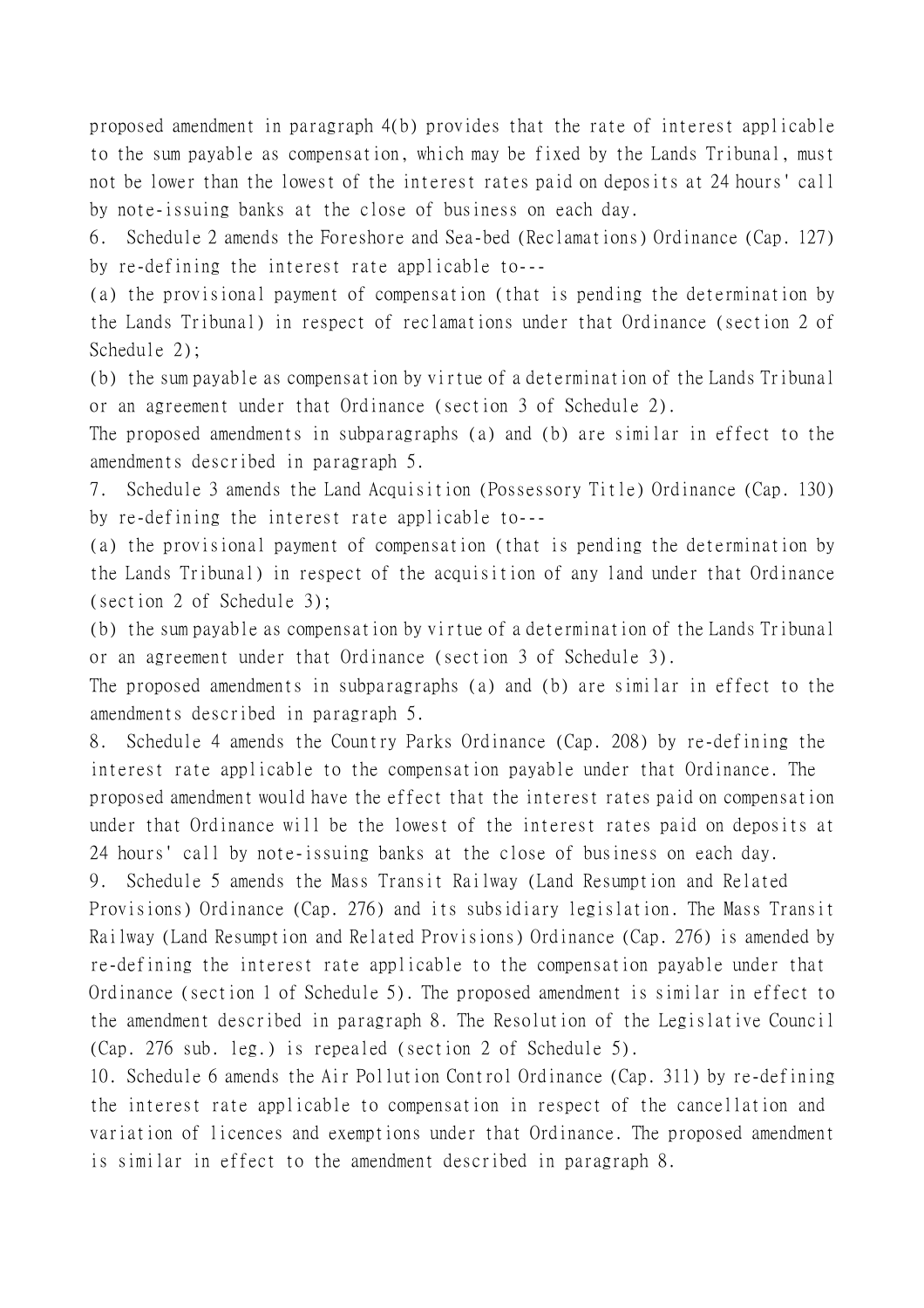proposed amendment in paragraph 4(b) provides that the rate of interest applicable to the sum payable as compensation, which may be fixed by the Lands Tribunal, must not be lower than the lowest of the interest rates paid on deposits at 24 hours' call by note-issuing banks at the close of business on each day.

6. Schedule 2 amends the Foreshore and Sea-bed (Reclamations) Ordinance (Cap. 127) by re-defining the interest rate applicable to---

(a) the provisional payment of compensation (that is pending the determination by the Lands Tribunal) in respect of reclamations under that Ordinance (section 2 of Schedule 2);

(b) the sum payable as compensation by virtue of a determination of the Lands Tribunal or an agreement under that Ordinance (section 3 of Schedule 2).

The proposed amendments in subparagraphs (a) and (b) are similar in effect to the amendments described in paragraph 5.

7. Schedule 3 amends the Land Acquisition (Possessory Title) Ordinance (Cap. 130) by re-defining the interest rate applicable to---

(a) the provisional payment of compensation (that is pending the determination by the Lands Tribunal) in respect of the acquisition of any land under that Ordinance (section 2 of Schedule 3);

(b) the sum payable as compensation by virtue of a determination of the Lands Tribunal or an agreement under that Ordinance (section 3 of Schedule 3).

The proposed amendments in subparagraphs (a) and (b) are similar in effect to the amendments described in paragraph 5.

8. Schedule 4 amends the Country Parks Ordinance (Cap. 208) by re-defining the interest rate applicable to the compensation payable under that Ordinance. The proposed amendment would have the effect that the interest rates paid on compensation under that Ordinance will be the lowest of the interest rates paid on deposits at 24 hours' call by note-issuing banks at the close of business on each day.

9. Schedule 5 amends the Mass Transit Railway (Land Resumption and Related Provisions) Ordinance (Cap. 276) and its subsidiary legislation. The Mass Transit Railway (Land Resumption and Related Provisions) Ordinance (Cap. 276) is amended by re-defining the interest rate applicable to the compensation payable under that Ordinance (section 1 of Schedule 5). The proposed amendment is similar in effect to the amendment described in paragraph 8. The Resolution of the Legislative Council (Cap. 276 sub. leg.) is repealed (section 2 of Schedule 5).

10. Schedule 6 amends the Air Pollution Control Ordinance (Cap. 311) by re-defining the interest rate applicable to compensation in respect of the cancellation and variation of licences and exemptions under that Ordinance. The proposed amendment is similar in effect to the amendment described in paragraph 8.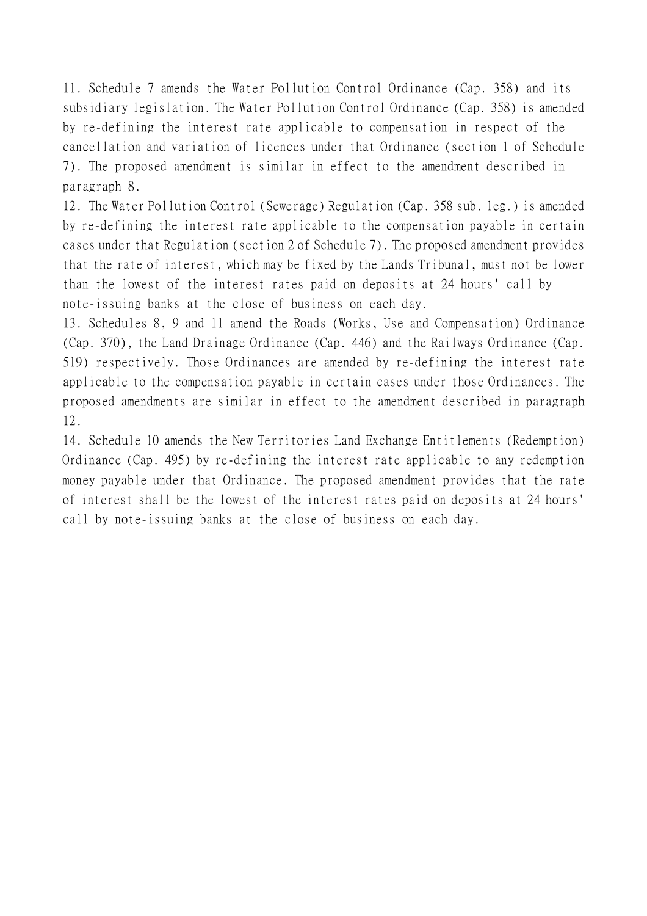11. Schedule 7 amends the Water Pollution Control Ordinance (Cap. 358) and its subsidiary legislation. The Water Pollution Control Ordinance (Cap. 358) is amended by re-defining the interest rate applicable to compensation in respect of the cancellation and variation of licences under that Ordinance (section 1 of Schedule 7). The proposed amendment is similar in effect to the amendment described in paragraph 8.

12. The Water Pollution Control (Sewerage) Regulation (Cap. 358 sub. leg.) is amended by re-defining the interest rate applicable to the compensation payable in certain cases under that Regulation (section 2 of Schedule 7). The proposed amendment provides that the rate of interest, which may be fixed by the Lands Tribunal, must not be lower than the lowest of the interest rates paid on deposits at 24 hours' call by note-issuing banks at the close of business on each day.

13. Schedules 8, 9 and 11 amend the Roads (Works, Use and Compensation) Ordinance (Cap. 370), the Land Drainage Ordinance (Cap. 446) and the Railways Ordinance (Cap. 519) respectively. Those Ordinances are amended by re-defining the interest rate applicable to the compensation payable in certain cases under those Ordinances. The proposed amendments are similar in effect to the amendment described in paragraph 12.

14. Schedule 10 amends the New Territories Land Exchange Entitlements (Redemption) Ordinance (Cap. 495) by re-defining the interest rate applicable to any redemption money payable under that Ordinance. The proposed amendment provides that the rate of interest shall be the lowest of the interest rates paid on deposits at 24 hours' call by note-issuing banks at the close of business on each day.